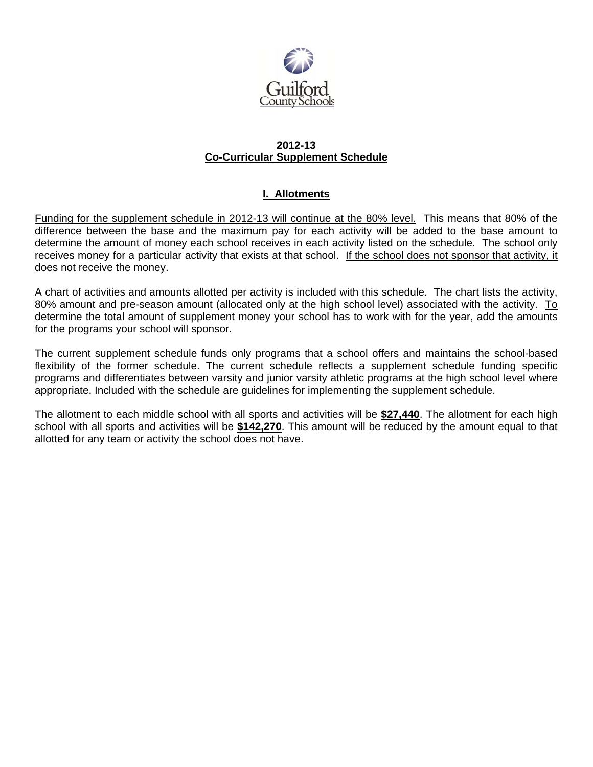Guilford County Schools

# 2012-13
# Co-Curricular Supplement Schedule

## I. Allotments

Funding for the supplement schedule in 2012-13 will continue at the 80% level. This means that 80% of the difference between the base and the maximum pay for each activity will be added to the base amount to determine the amount of money each school receives in each activity listed on the schedule. The school only receives money for a particular activity that exists at that school. If the school does not sponsor that activity, it does not receive the money.

A chart of activities and amounts allotted per activity is included with this schedule. The chart lists the activity, 80% amount and pre-season amount (allocated only at the high school level) associated with the activity. To determine the total amount of supplement money your school has to work with for the year, add the amounts for the programs your school will sponsor.

The current supplement schedule funds only programs that a school offers and maintains the school-based flexibility of the former schedule. The current schedule reflects a supplement schedule funding specific programs and differentiates between varsity and junior varsity athletic programs at the high school level where appropriate. Included with the schedule are guidelines for implementing the supplement schedule.

The allotment to each middle school with all sports and activities will be **$27,440**. The allotment for each high school with all sports and activities will be **$142,270**. This amount will be reduced by the amount equal to that allotted for any team or activity the school does not have.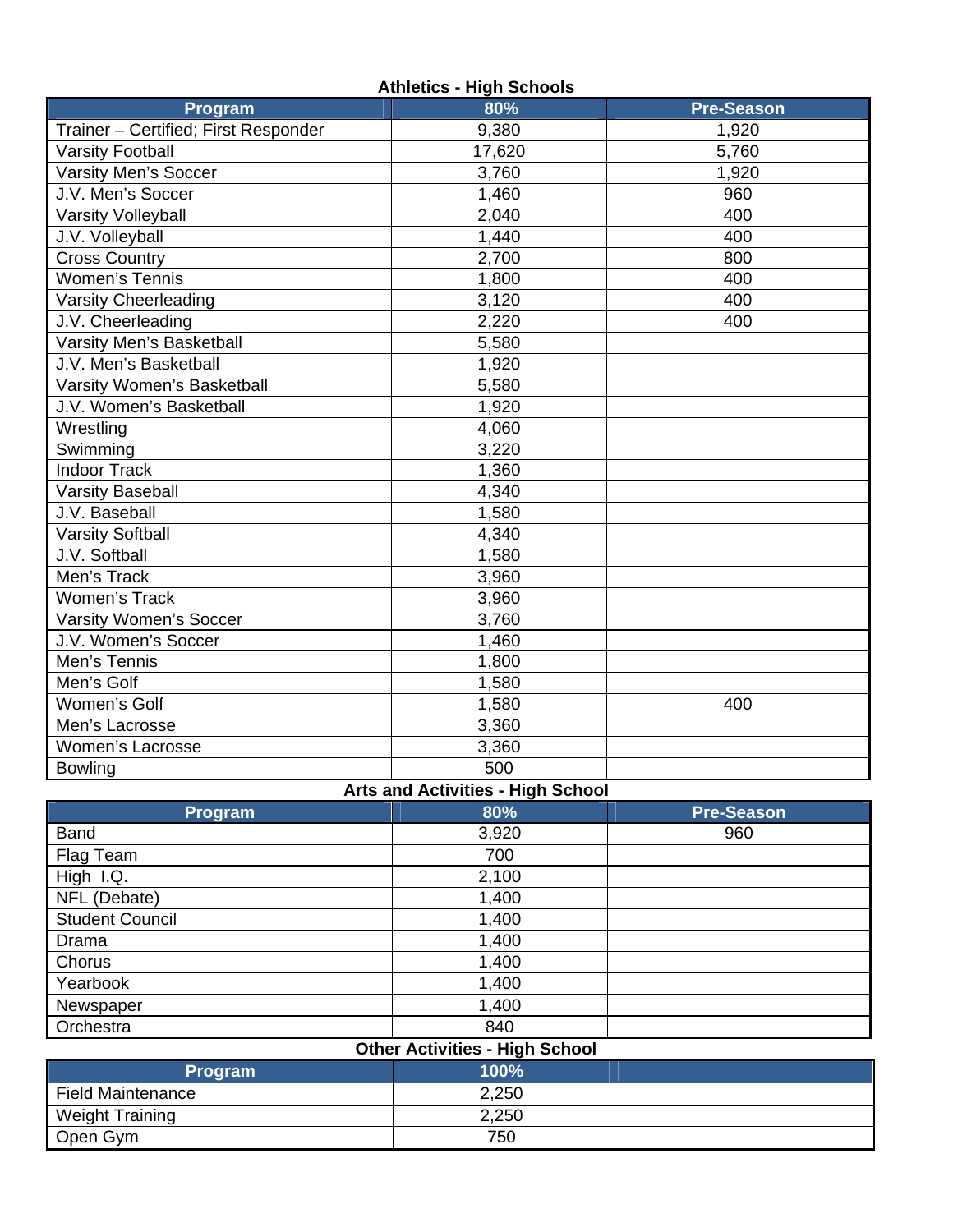**Athletics - High Schools**

| Program | 80% | Pre-Season |
|---|---|---|
| Trainer – Certified; First Responder | 9,380 | 1,920 |
| Varsity Football | 17,620 | 5,760 |
| Varsity Men's Soccer | 3,760 | 1,920 |
| J.V. Men's Soccer | 1,460 | 960 |
| Varsity Volleyball | 2,040 | 400 |
| J.V. Volleyball | 1,440 | 400 |
| Cross Country | 2,700 | 800 |
| Women's Tennis | 1,800 | 400 |
| Varsity Cheerleading | 3,120 | 400 |
| J.V. Cheerleading | 2,220 | 400 |
| Varsity Men's Basketball | 5,580 | |
| J.V. Men's Basketball | 1,920 | |
| Varsity Women's Basketball | 5,580 | |
| J.V. Women's Basketball | 1,920 | |
| Wrestling | 4,060 | |
| Swimming | 3,220 | |
| Indoor Track | 1,360 | |
| Varsity Baseball | 4,340 | |
| J.V. Baseball | 1,580 | |
| Varsity Softball | 4,340 | |
| J.V. Softball | 1,580 | |
| Men's Track | 3,960 | |
| Women's Track | 3,960 | |
| Varsity Women's Soccer | 3,760 | |
| J.V. Women's Soccer | 1,460 | |
| Men's Tennis | 1,800 | |
| Men's Golf | 1,580 | |
| Women's Golf | 1,580 | 400 |
| Men's Lacrosse | 3,360 | |
| Women's Lacrosse | 3,360 | |
| Bowling | 500 | |

**Arts and Activities - High School**

| Program | 80% | Pre-Season |
|---|---|---|
| Band | 3,920 | 960 |
| Flag Team | 700 | |
| High I.Q. | 2,100 | |
| NFL (Debate) | 1,400 | |
| Student Council | 1,400 | |
| Drama | 1,400 | |
| Chorus | 1,400 | |
| Yearbook | 1,400 | |
| Newspaper | 1,400 | |
| Orchestra | 840 | |

**Other Activities - High School**

| Program | 100% | |
|---|---|---|
| Field Maintenance | 2,250 | |
| Weight Training | 2,250 | |
| Open Gym | 750 | |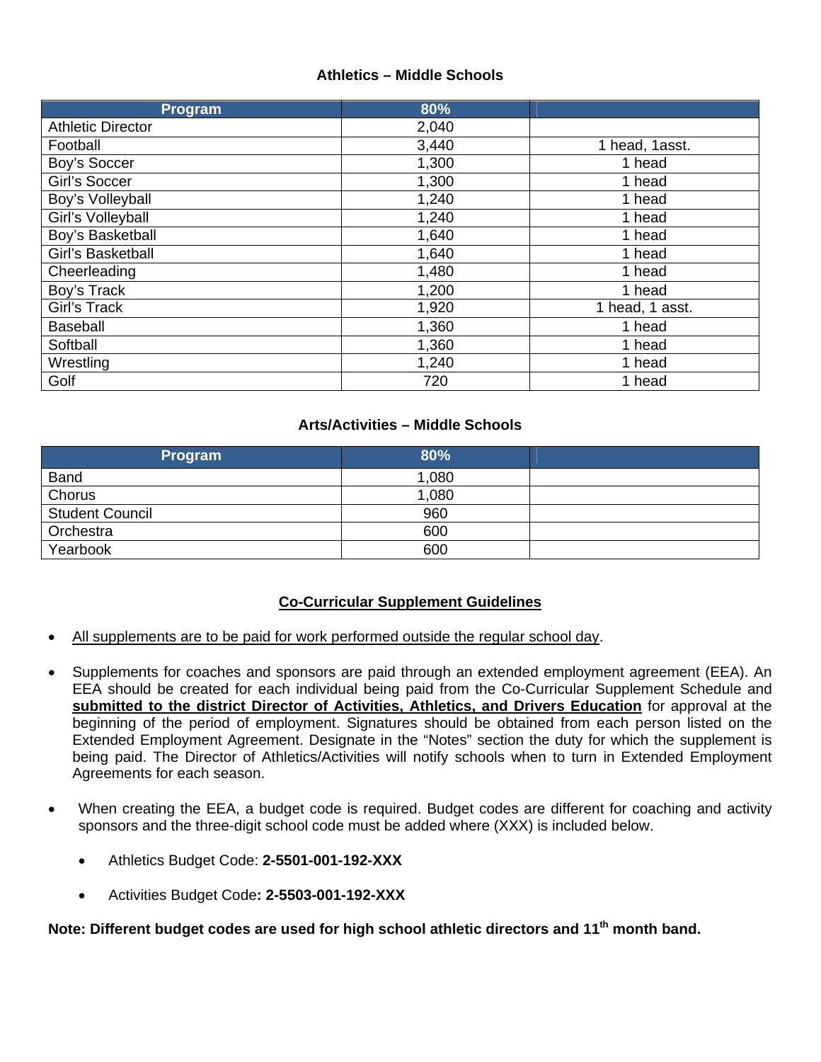### Athletics – Middle Schools

| Program | 80% | |
| --- | --- | --- |
| Athletic Director | 2,040 | |
| Football | 3,440 | 1 head, 1asst. |
| Boy's Soccer | 1,300 | 1 head |
| Girl's Soccer | 1,300 | 1 head |
| Boy's Volleyball | 1,240 | 1 head |
| Girl's Volleyball | 1,240 | 1 head |
| Boy's Basketball | 1,640 | 1 head |
| Girl's Basketball | 1,640 | 1 head |
| Cheerleading | 1,480 | 1 head |
| Boy's Track | 1,200 | 1 head |
| Girl's Track | 1,920 | 1 head, 1 asst. |
| Baseball | 1,360 | 1 head |
| Softball | 1,360 | 1 head |
| Wrestling | 1,240 | 1 head |
| Golf | 720 | 1 head |

### Arts/Activities – Middle Schools

| Program | 80% | |
| --- | --- | --- |
| Band | 1,080 | |
| Chorus | 1,080 | |
| Student Council | 960 | |
| Orchestra | 600 | |
| Yearbook | 600 | |

## Co-Curricular Supplement Guidelines

- All supplements are to be paid for work performed outside the regular school day.
- Supplements for coaches and sponsors are paid through an extended employment agreement (EEA). An EEA should be created for each individual being paid from the Co-Curricular Supplement Schedule and **submitted to the district Director of Activities, Athletics, and Drivers Education** for approval at the beginning of the period of employment. Signatures should be obtained from each person listed on the Extended Employment Agreement. Designate in the "Notes" section the duty for which the supplement is being paid. The Director of Athletics/Activities will notify schools when to turn in Extended Employment Agreements for each season.
- When creating the EEA, a budget code is required. Budget codes are different for coaching and activity sponsors and the three-digit school code must be added where (XXX) is included below.
  - Athletics Budget Code: **2-5501-001-192-XXX**
  - Activities Budget Code**: 2-5503-001-192-XXX**

**Note: Different budget codes are used for high school athletic directors and 11th month band.**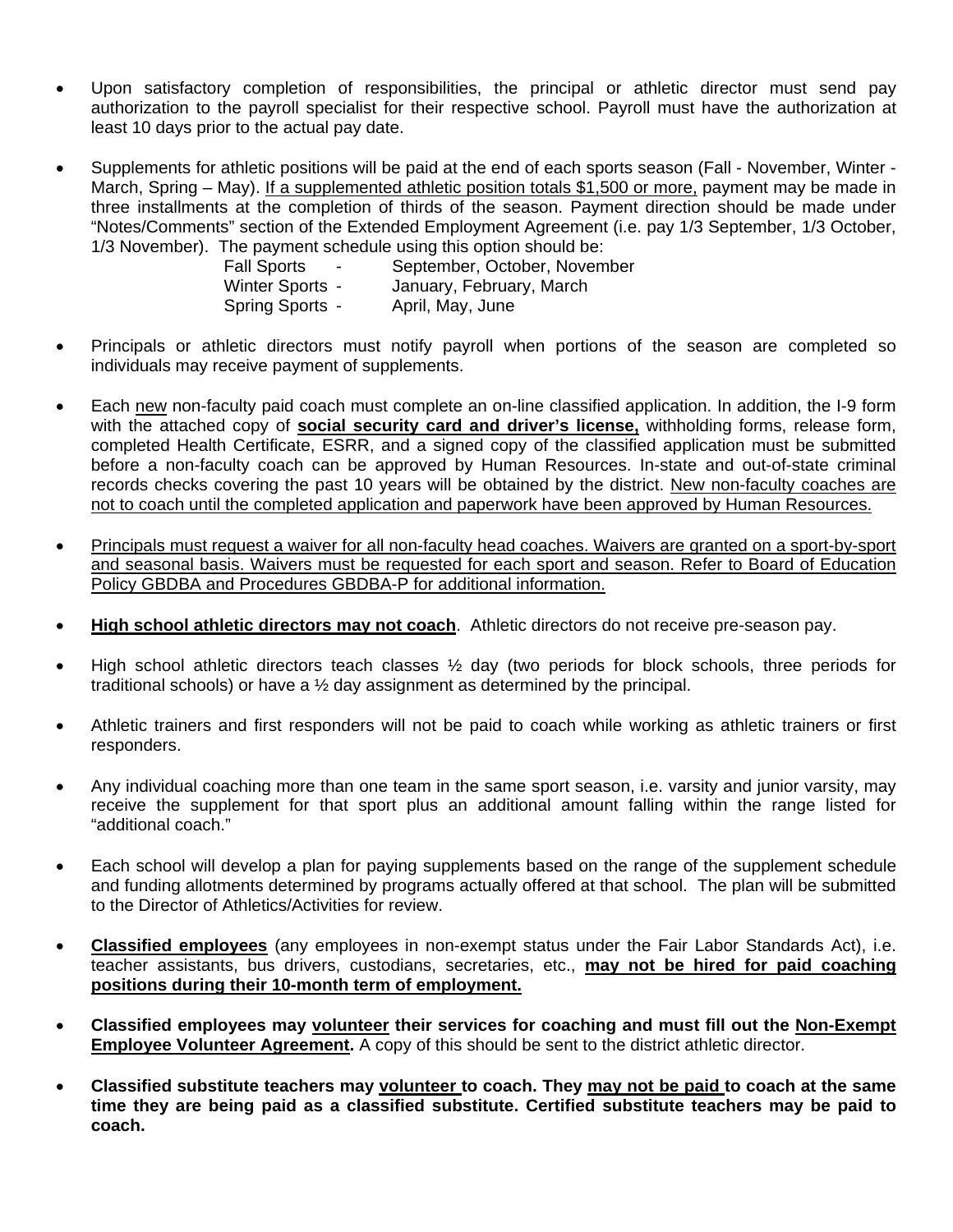- Upon satisfactory completion of responsibilities, the principal or athletic director must send pay authorization to the payroll specialist for their respective school. Payroll must have the authorization at least 10 days prior to the actual pay date.

- Supplements for athletic positions will be paid at the end of each sports season (Fall - November, Winter - March, Spring – May). If a supplemented athletic position totals $1,500 or more, payment may be made in three installments at the completion of thirds of the season. Payment direction should be made under "Notes/Comments" section of the Extended Employment Agreement (i.e. pay 1/3 September, 1/3 October, 1/3 November). The payment schedule using this option should be:

  Fall Sports - September, October, November
  Winter Sports - January, February, March
  Spring Sports - April, May, June

- Principals or athletic directors must notify payroll when portions of the season are completed so individuals may receive payment of supplements.

- Each new non-faculty paid coach must complete an on-line classified application. In addition, the I-9 form with the attached copy of **social security card and driver's license,** withholding forms, release form, completed Health Certificate, ESRR, and a signed copy of the classified application must be submitted before a non-faculty coach can be approved by Human Resources. In-state and out-of-state criminal records checks covering the past 10 years will be obtained by the district. New non-faculty coaches are not to coach until the completed application and paperwork have been approved by Human Resources.

- Principals must request a waiver for all non-faculty head coaches. Waivers are granted on a sport-by-sport and seasonal basis. Waivers must be requested for each sport and season. Refer to Board of Education Policy GBDBA and Procedures GBDBA-P for additional information.

- **High school athletic directors may not coach**. Athletic directors do not receive pre-season pay.

- High school athletic directors teach classes ½ day (two periods for block schools, three periods for traditional schools) or have a ½ day assignment as determined by the principal.

- Athletic trainers and first responders will not be paid to coach while working as athletic trainers or first responders.

- Any individual coaching more than one team in the same sport season, i.e. varsity and junior varsity, may receive the supplement for that sport plus an additional amount falling within the range listed for "additional coach."

- Each school will develop a plan for paying supplements based on the range of the supplement schedule and funding allotments determined by programs actually offered at that school. The plan will be submitted to the Director of Athletics/Activities for review.

- **Classified employees** (any employees in non-exempt status under the Fair Labor Standards Act), i.e. teacher assistants, bus drivers, custodians, secretaries, etc., **may not be hired for paid coaching positions during their 10-month term of employment.**

- **Classified employees may volunteer their services for coaching and must fill out the Non-Exempt Employee Volunteer Agreement.** A copy of this should be sent to the district athletic director.

- **Classified substitute teachers may volunteer to coach. They may not be paid to coach at the same time they are being paid as a classified substitute. Certified substitute teachers may be paid to coach.**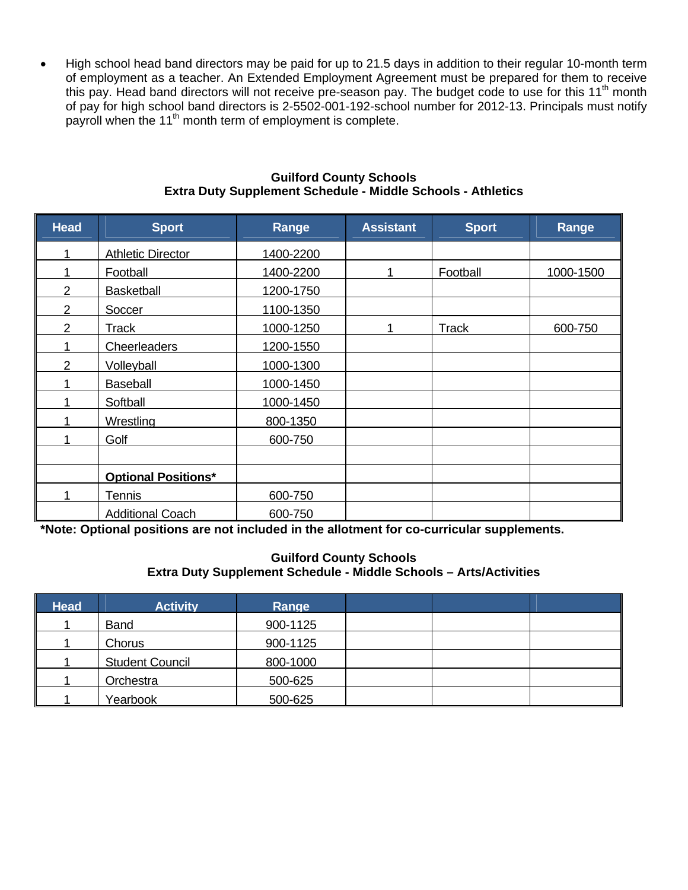- High school head band directors may be paid for up to 21.5 days in addition to their regular 10-month term of employment as a teacher. An Extended Employment Agreement must be prepared for them to receive this pay. Head band directors will not receive pre-season pay. The budget code to use for this 11th month of pay for high school band directors is 2-5502-001-192-school number for 2012-13. Principals must notify payroll when the 11th month term of employment is complete.

**Guilford County Schools**
**Extra Duty Supplement Schedule - Middle Schools - Athletics**

| Head | Sport | Range | Assistant | Sport | Range |
|---|---|---|---|---|---|
| 1 | Athletic Director | 1400-2200 | | | |
| 1 | Football | 1400-2200 | 1 | Football | 1000-1500 |
| 2 | Basketball | 1200-1750 | | | |
| 2 | Soccer | 1100-1350 | | | |
| 2 | Track | 1000-1250 | 1 | Track | 600-750 |
| 1 | Cheerleaders | 1200-1550 | | | |
| 2 | Volleyball | 1000-1300 | | | |
| 1 | Baseball | 1000-1450 | | | |
| 1 | Softball | 1000-1450 | | | |
| 1 | Wrestling | 800-1350 | | | |
| 1 | Golf | 600-750 | | | |
| | | | | | |
| | **Optional Positions*** | | | | |
| 1 | Tennis | 600-750 | | | |
| | Additional Coach | 600-750 | | | |

**\*Note: Optional positions are not included in the allotment for co-curricular supplements.**

**Guilford County Schools**
**Extra Duty Supplement Schedule - Middle Schools – Arts/Activities**

| Head | Activity | Range | | | |
|---|---|---|---|---|---|
| 1 | Band | 900-1125 | | | |
| 1 | Chorus | 900-1125 | | | |
| 1 | Student Council | 800-1000 | | | |
| 1 | Orchestra | 500-625 | | | |
| 1 | Yearbook | 500-625 | | | |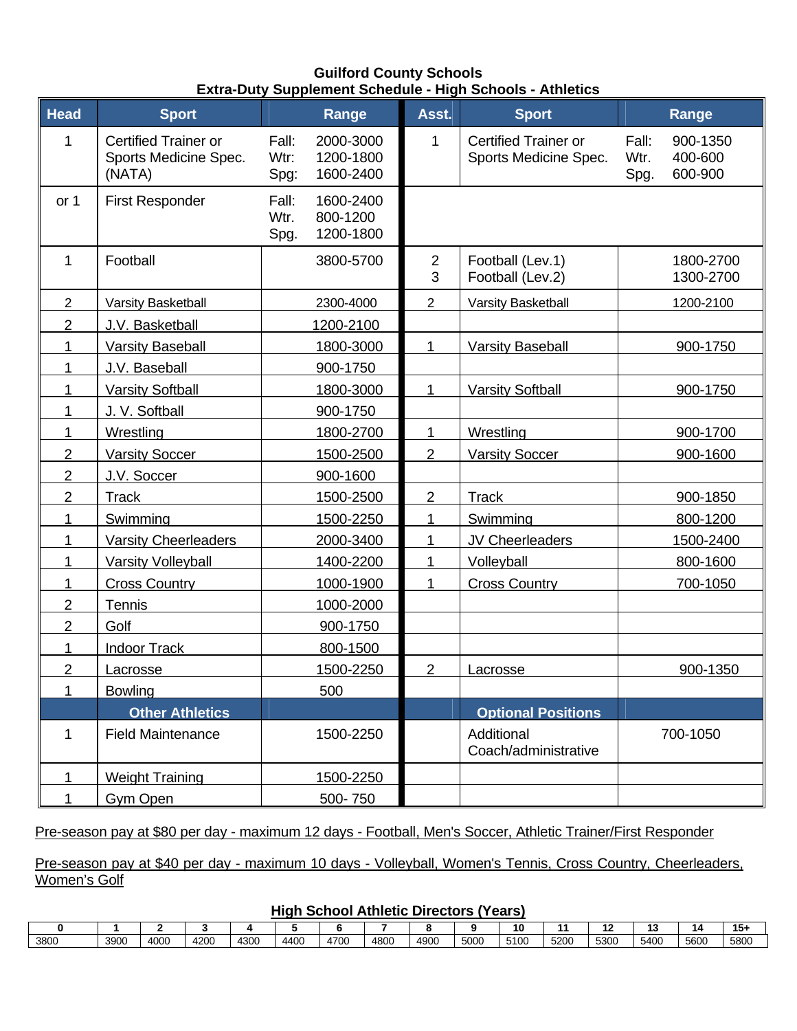**Guilford County Schools**
**Extra-Duty Supplement Schedule - High Schools - Athletics**

| Head | Sport | Range | Asst. | Sport | Range |
|---|---|---|---|---|---|
| 1 | Certified Trainer or Sports Medicine Spec. (NATA) | Fall: 2000-3000<br>Wtr: 1200-1800<br>Spg: 1600-2400 | 1 | Certified Trainer or Sports Medicine Spec. | Fall: 900-1350<br>Wtr. 400-600<br>Spg. 600-900 |
| or 1 | First Responder | Fall: 1600-2400<br>Wtr. 800-1200<br>Spg. 1200-1800 | | | |
| 1 | Football | 3800-5700 | 2<br>3 | Football (Lev.1)<br>Football (Lev.2) | 1800-2700<br>1300-2700 |
| 2 | Varsity Basketball | 2300-4000 | 2 | Varsity Basketball | 1200-2100 |
| 2 | J.V. Basketball | 1200-2100 | | | |
| 1 | Varsity Baseball | 1800-3000 | 1 | Varsity Baseball | 900-1750 |
| 1 | J.V. Baseball | 900-1750 | | | |
| 1 | Varsity Softball | 1800-3000 | 1 | Varsity Softball | 900-1750 |
| 1 | J. V. Softball | 900-1750 | | | |
| 1 | Wrestling | 1800-2700 | 1 | Wrestling | 900-1700 |
| 2 | Varsity Soccer | 1500-2500 | 2 | Varsity Soccer | 900-1600 |
| 2 | J.V. Soccer | 900-1600 | | | |
| 2 | Track | 1500-2500 | 2 | Track | 900-1850 |
| 1 | Swimming | 1500-2250 | 1 | Swimming | 800-1200 |
| 1 | Varsity Cheerleaders | 2000-3400 | 1 | JV Cheerleaders | 1500-2400 |
| 1 | Varsity Volleyball | 1400-2200 | 1 | Volleyball | 800-1600 |
| 1 | Cross Country | 1000-1900 | 1 | Cross Country | 700-1050 |
| 2 | Tennis | 1000-2000 | | | |
| 2 | Golf | 900-1750 | | | |
| 1 | Indoor Track | 800-1500 | | | |
| 2 | Lacrosse | 1500-2250 | 2 | Lacrosse | 900-1350 |
| 1 | Bowling | 500 | | | |
| | **Other Athletics** | | | **Optional Positions** | |
| 1 | Field Maintenance | 1500-2250 | | Additional Coach/administrative | 700-1050 |
| 1 | Weight Training | 1500-2250 | | | |
| 1 | Gym Open | 500- 750 | | | |

Pre-season pay at $80 per day - maximum 12 days - Football, Men's Soccer, Athletic Trainer/First Responder

Pre-season pay at $40 per day - maximum 10 days - Volleyball, Women's Tennis, Cross Country, Cheerleaders, Women's Golf

**High School Athletic Directors (Years)**

| 0 | 1 | 2 | 3 | 4 | 5 | 6 | 7 | 8 | 9 | 10 | 11 | 12 | 13 | 14 | 15+ |
|---|---|---|---|---|---|---|---|---|---|---|---|---|---|---|---|
| 3800 | 3900 | 4000 | 4200 | 4300 | 4400 | 4700 | 4800 | 4900 | 5000 | 5100 | 5200 | 5300 | 5400 | 5600 | 5800 |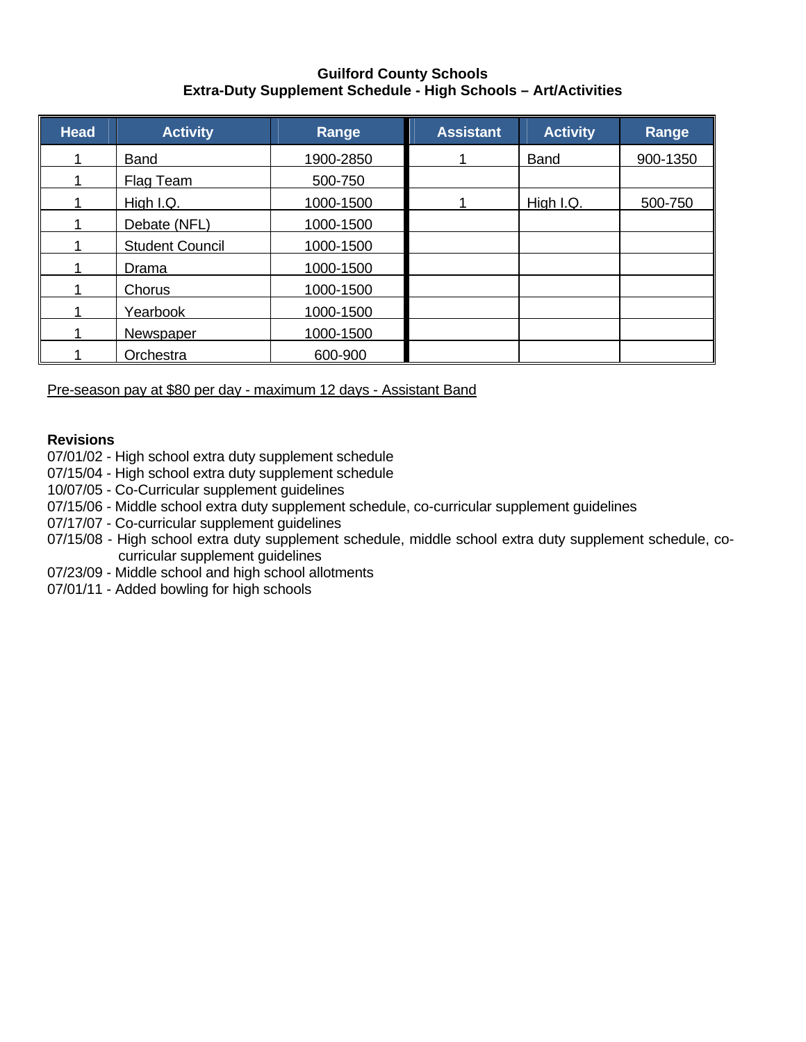**Guilford County Schools**
**Extra-Duty Supplement Schedule - High Schools – Art/Activities**

| Head | Activity | Range | Assistant | Activity | Range |
|---|---|---|---|---|---|
| 1 | Band | 1900-2850 | 1 | Band | 900-1350 |
| 1 | Flag Team | 500-750 | | | |
| 1 | High I.Q. | 1000-1500 | 1 | High I.Q. | 500-750 |
| 1 | Debate (NFL) | 1000-1500 | | | |
| 1 | Student Council | 1000-1500 | | | |
| 1 | Drama | 1000-1500 | | | |
| 1 | Chorus | 1000-1500 | | | |
| 1 | Yearbook | 1000-1500 | | | |
| 1 | Newspaper | 1000-1500 | | | |
| 1 | Orchestra | 600-900 | | | |

Pre-season pay at $80 per day - maximum 12 days - Assistant Band

**Revisions**

07/01/02 - High school extra duty supplement schedule
07/15/04 - High school extra duty supplement schedule
10/07/05 - Co-Curricular supplement guidelines
07/15/06 - Middle school extra duty supplement schedule, co-curricular supplement guidelines
07/17/07 - Co-curricular supplement guidelines
07/15/08 - High school extra duty supplement schedule, middle school extra duty supplement schedule, co-curricular supplement guidelines
07/23/09 - Middle school and high school allotments
07/01/11 - Added bowling for high schools